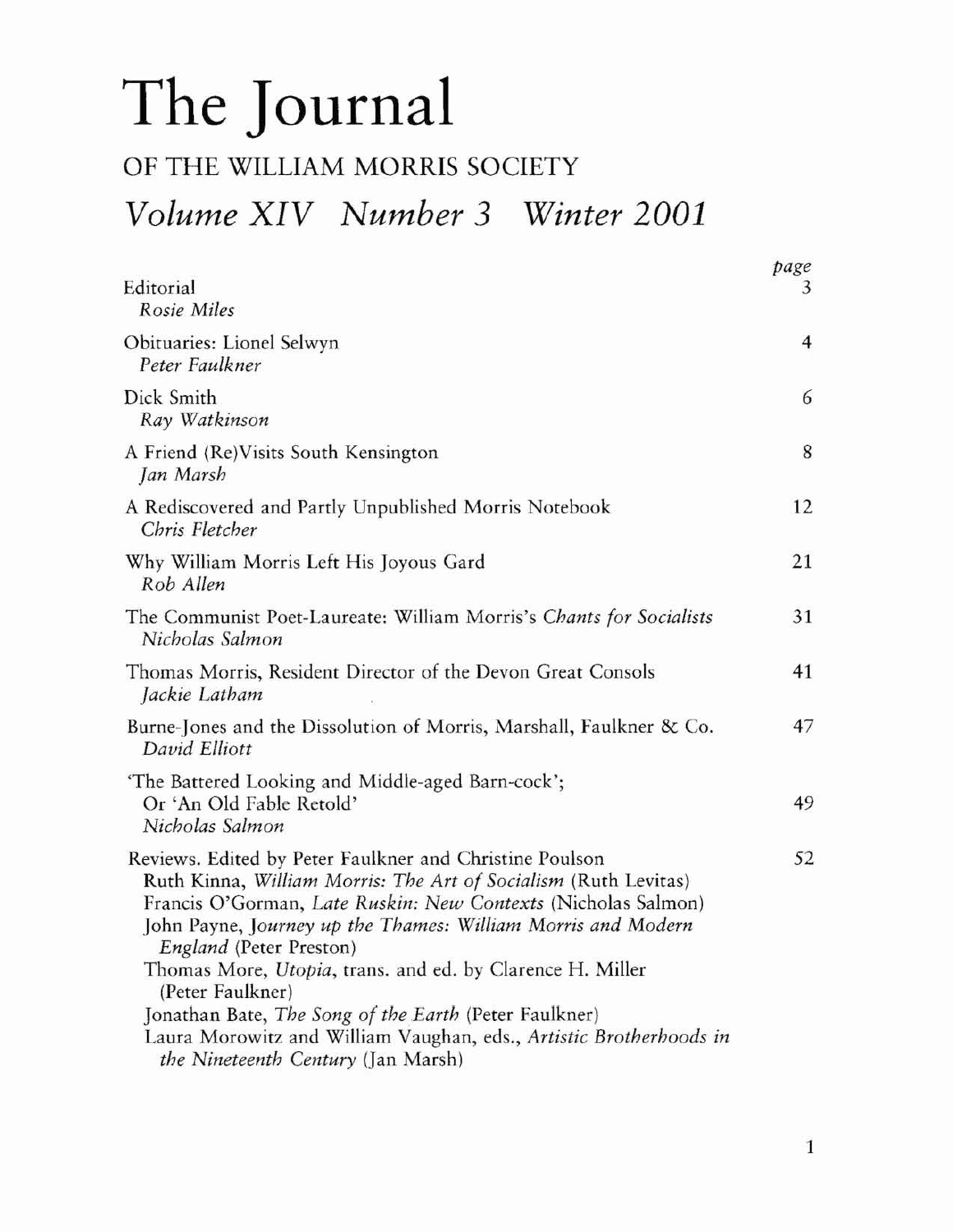# The Journal

## OF THE WILLIAM MORRIS SOCIETY

### *Volume XIV Number 3 Winter 2001*

| | *page* |
|---|---|
| Editorial<br>*Rosie Miles* | 3 |
| Obituaries: Lionel Selwyn<br>*Peter Faulkner* | 4 |
| Dick Smith<br>*Ray Watkinson* | 6 |
| A Friend (Re)Visits South Kensington<br>*Jan Marsh* | 8 |
| A Rediscovered and Partly Unpublished Morris Notebook<br>*Chris Fletcher* | 12 |
| Why William Morris Left His Joyous Gard<br>*Rob Allen* | 21 |
| The Communist Poet-Laureate: William Morris's *Chants for Socialists*<br>*Nicholas Salmon* | 31 |
| Thomas Morris, Resident Director of the Devon Great Consols<br>*Jackie Latham* | 41 |
| Burne-Jones and the Dissolution of Morris, Marshall, Faulkner & Co.<br>*David Elliott* | 47 |
| 'The Battered Looking and Middle-aged Barn-cock';<br>Or 'An Old Fable Retold'<br>*Nicholas Salmon* | 49 |
| Reviews. Edited by Peter Faulkner and Christine Poulson<br>Ruth Kinna, *William Morris: The Art of Socialism* (Ruth Levitas)<br>Francis O'Gorman, *Late Ruskin: New Contexts* (Nicholas Salmon)<br>John Payne, *Journey up the Thames: William Morris and Modern England* (Peter Preston)<br>Thomas More, *Utopia*, trans. and ed. by Clarence H. Miller (Peter Faulkner)<br>Jonathan Bate, *The Song of the Earth* (Peter Faulkner)<br>Laura Morowitz and William Vaughan, eds., *Artistic Brotherhoods in the Nineteenth Century* (Jan Marsh) | 52 |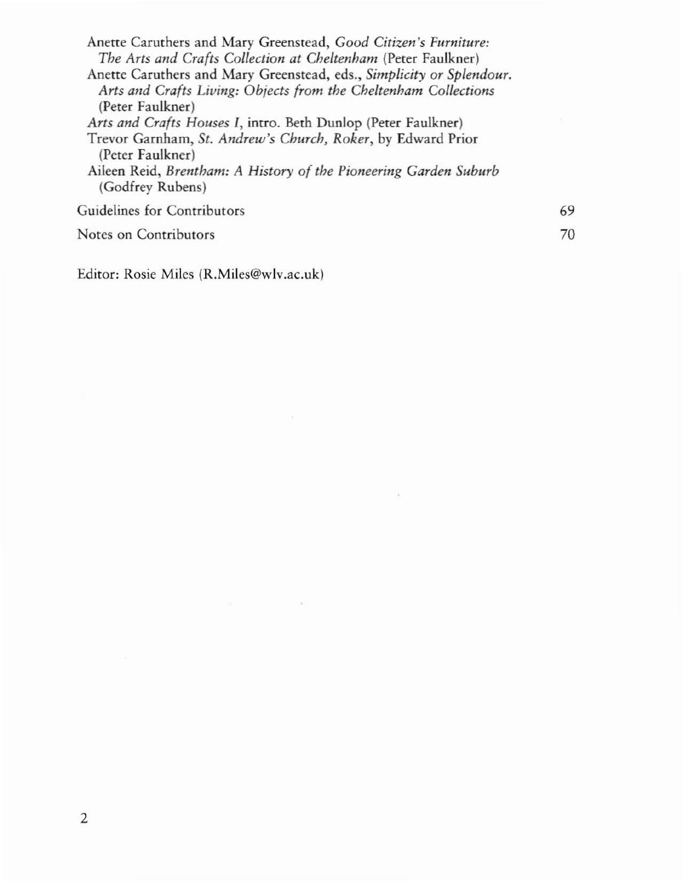Anette Caruthers and Mary Greenstead, *Good Citizen's Furniture: The Arts and Crafts Collection at Cheltenham* (Peter Faulkner)
Anette Caruthers and Mary Greenstead, eds., *Simplicity or Splendour. Arts and Crafts Living: Objects from the Cheltenham Collections* (Peter Faulkner)
*Arts and Crafts Houses I*, intro. Beth Dunlop (Peter Faulkner)
Trevor Garnham, *St. Andrew's Church, Roker*, by Edward Prior (Peter Faulkner)
Aileen Reid, *Brentham: A History of the Pioneering Garden Suburb* (Godfrey Rubens)

Guidelines for Contributors 69

Notes on Contributors 70

Editor: Rosie Miles (R.Miles@wlv.ac.uk)